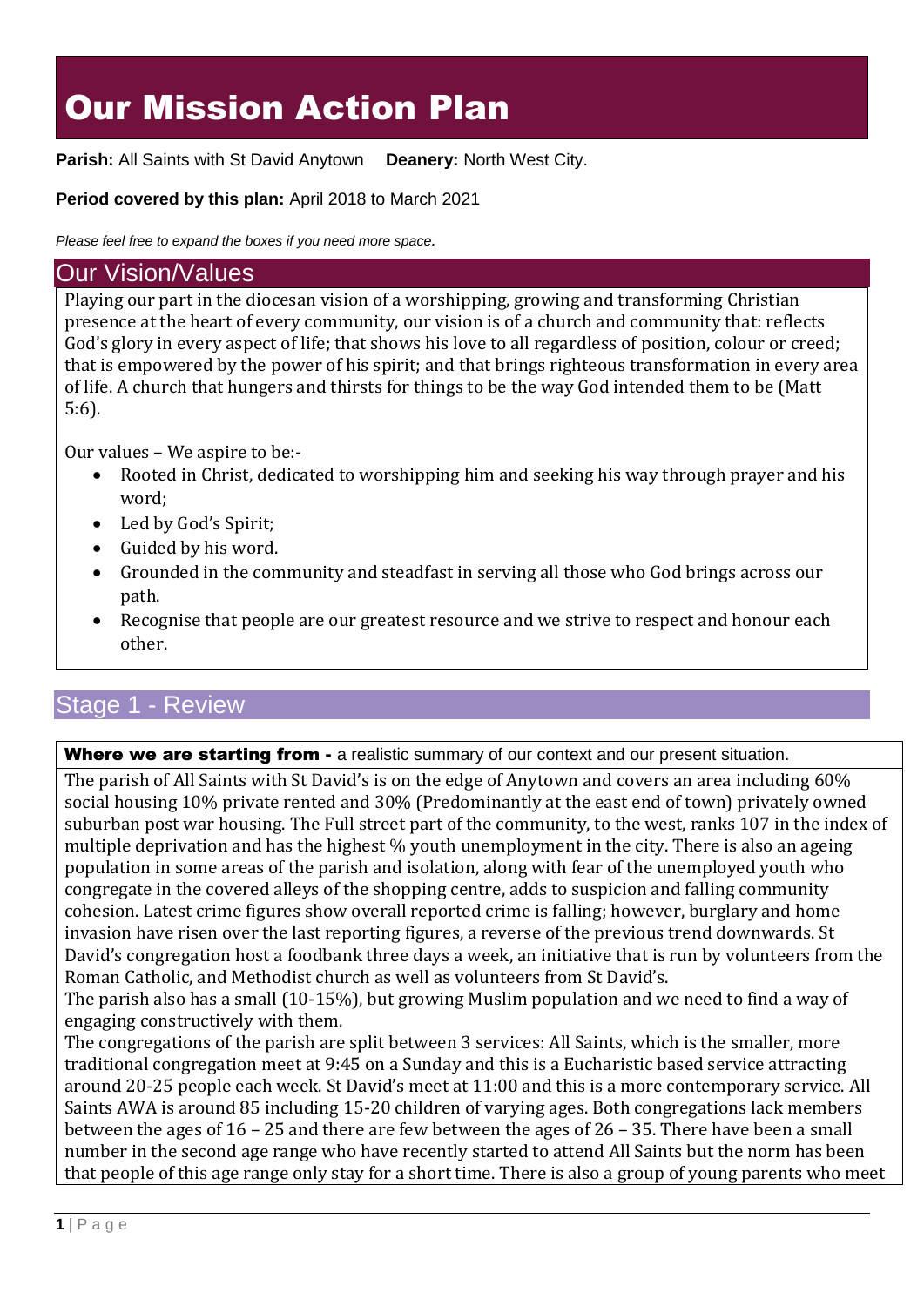# Our Mission Action Plan

**Parish:** All Saints with St David Anytown **Deanery:** North West City.

**Period covered by this plan:** April 2018 to March 2021

*Please feel free to expand the boxes if you need more space.*

## Our Vision/Values

Playing our part in the diocesan vision of a worshipping, growing and transforming Christian presence at the heart of every community, our vision is of a church and community that: reflects God's glory in every aspect of life; that shows his love to all regardless of position, colour or creed; that is empowered by the power of his spirit; and that brings righteous transformation in every area of life. A church that hungers and thirsts for things to be the way God intended them to be (Matt 5:6).

Our values – We aspire to be:-

- Rooted in Christ, dedicated to worshipping him and seeking his way through prayer and his word;
- Led by God's Spirit;
- Guided by his word.
- Grounded in the community and steadfast in serving all those who God brings across our path.
- Recognise that people are our greatest resource and we strive to respect and honour each other.

## Stage 1 - Review

**Where we are starting from -** a realistic summary of our context and our present situation.

The parish of All Saints with St David's is on the edge of Anytown and covers an area including 60% social housing 10% private rented and 30% (Predominantly at the east end of town) privately owned suburban post war housing. The Full street part of the community, to the west, ranks 107 in the index of multiple deprivation and has the highest % youth unemployment in the city. There is also an ageing population in some areas of the parish and isolation, along with fear of the unemployed youth who congregate in the covered alleys of the shopping centre, adds to suspicion and falling community cohesion. Latest crime figures show overall reported crime is falling; however, burglary and home invasion have risen over the last reporting figures, a reverse of the previous trend downwards. St David's congregation host a foodbank three days a week, an initiative that is run by volunteers from the Roman Catholic, and Methodist church as well as volunteers from St David's.
The parish also has a small (10-15%), but growing Muslim population and we need to find a way of engaging constructively with them.
The congregations of the parish are split between 3 services: All Saints, which is the smaller, more traditional congregation meet at 9:45 on a Sunday and this is a Eucharistic based service attracting around 20-25 people each week. St David's meet at 11:00 and this is a more contemporary service. All Saints AWA is around 85 including 15-20 children of varying ages. Both congregations lack members between the ages of 16 – 25 and there are few between the ages of 26 – 35. There have been a small number in the second age range who have recently started to attend All Saints but the norm has been that people of this age range only stay for a short time. There is also a group of young parents who meet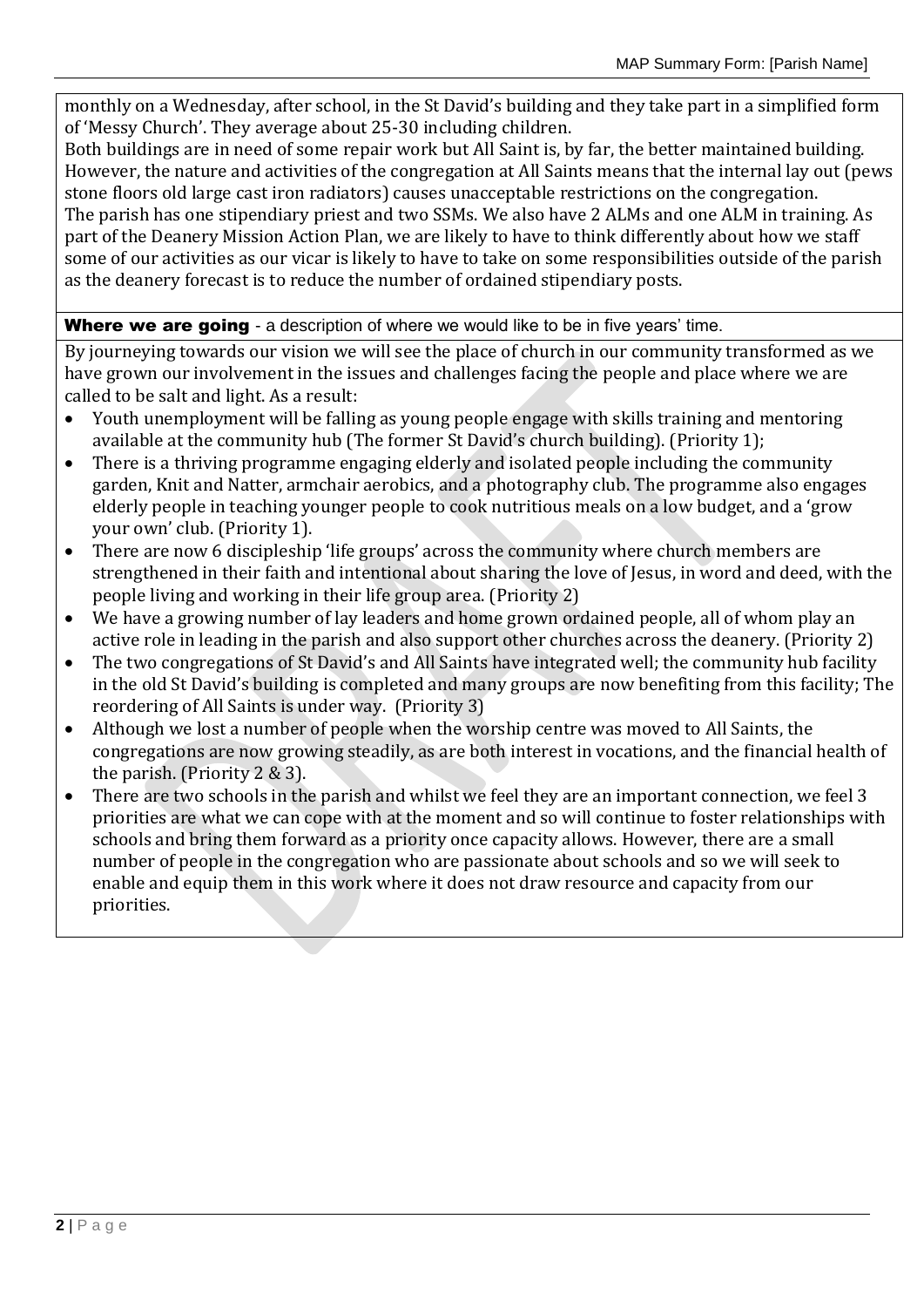monthly on a Wednesday, after school, in the St David's building and they take part in a simplified form of 'Messy Church'. They average about 25-30 including children.
Both buildings are in need of some repair work but All Saint is, by far, the better maintained building. However, the nature and activities of the congregation at All Saints means that the internal lay out (pews stone floors old large cast iron radiators) causes unacceptable restrictions on the congregation.
The parish has one stipendiary priest and two SSMs. We also have 2 ALMs and one ALM in training. As part of the Deanery Mission Action Plan, we are likely to have to think differently about how we staff some of our activities as our vicar is likely to have to take on some responsibilities outside of the parish as the deanery forecast is to reduce the number of ordained stipendiary posts.

**Where we are going** - a description of where we would like to be in five years' time.

By journeying towards our vision we will see the place of church in our community transformed as we have grown our involvement in the issues and challenges facing the people and place where we are called to be salt and light. As a result:

- Youth unemployment will be falling as young people engage with skills training and mentoring available at the community hub (The former St David's church building). (Priority 1);
- There is a thriving programme engaging elderly and isolated people including the community garden, Knit and Natter, armchair aerobics, and a photography club. The programme also engages elderly people in teaching younger people to cook nutritious meals on a low budget, and a 'grow your own' club. (Priority 1).
- There are now 6 discipleship 'life groups' across the community where church members are strengthened in their faith and intentional about sharing the love of Jesus, in word and deed, with the people living and working in their life group area. (Priority 2)
- We have a growing number of lay leaders and home grown ordained people, all of whom play an active role in leading in the parish and also support other churches across the deanery. (Priority 2)
- The two congregations of St David's and All Saints have integrated well; the community hub facility in the old St David's building is completed and many groups are now benefiting from this facility; The reordering of All Saints is under way. (Priority 3)
- Although we lost a number of people when the worship centre was moved to All Saints, the congregations are now growing steadily, as are both interest in vocations, and the financial health of the parish. (Priority 2 & 3).
- There are two schools in the parish and whilst we feel they are an important connection, we feel 3 priorities are what we can cope with at the moment and so will continue to foster relationships with schools and bring them forward as a priority once capacity allows. However, there are a small number of people in the congregation who are passionate about schools and so we will seek to enable and equip them in this work where it does not draw resource and capacity from our priorities.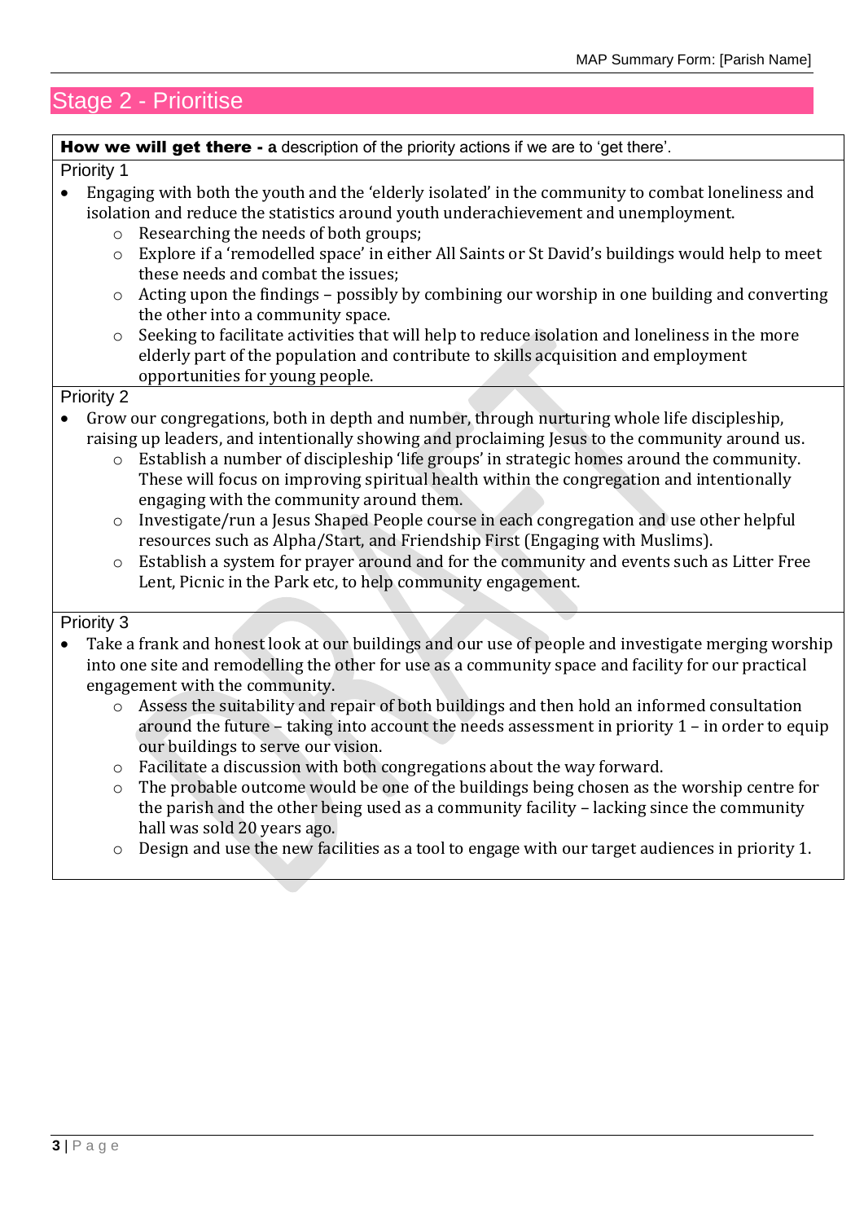## Stage 2 - Prioritise

**How we will get there -** a description of the priority actions if we are to 'get there'.

Priority 1

- Engaging with both the youth and the 'elderly isolated' in the community to combat loneliness and isolation and reduce the statistics around youth underachievement and unemployment.
    - Researching the needs of both groups;
    - Explore if a 'remodelled space' in either All Saints or St David's buildings would help to meet these needs and combat the issues;
    - Acting upon the findings – possibly by combining our worship in one building and converting the other into a community space.
    - Seeking to facilitate activities that will help to reduce isolation and loneliness in the more elderly part of the population and contribute to skills acquisition and employment opportunities for young people.

Priority 2

- Grow our congregations, both in depth and number, through nurturing whole life discipleship, raising up leaders, and intentionally showing and proclaiming Jesus to the community around us.
    - Establish a number of discipleship 'life groups' in strategic homes around the community. These will focus on improving spiritual health within the congregation and intentionally engaging with the community around them.
    - Investigate/run a Jesus Shaped People course in each congregation and use other helpful resources such as Alpha/Start, and Friendship First (Engaging with Muslims).
    - Establish a system for prayer around and for the community and events such as Litter Free Lent, Picnic in the Park etc, to help community engagement.

Priority 3

- Take a frank and honest look at our buildings and our use of people and investigate merging worship into one site and remodelling the other for use as a community space and facility for our practical engagement with the community.
    - Assess the suitability and repair of both buildings and then hold an informed consultation around the future – taking into account the needs assessment in priority 1 – in order to equip our buildings to serve our vision.
    - Facilitate a discussion with both congregations about the way forward.
    - The probable outcome would be one of the buildings being chosen as the worship centre for the parish and the other being used as a community facility – lacking since the community hall was sold 20 years ago.
    - Design and use the new facilities as a tool to engage with our target audiences in priority 1.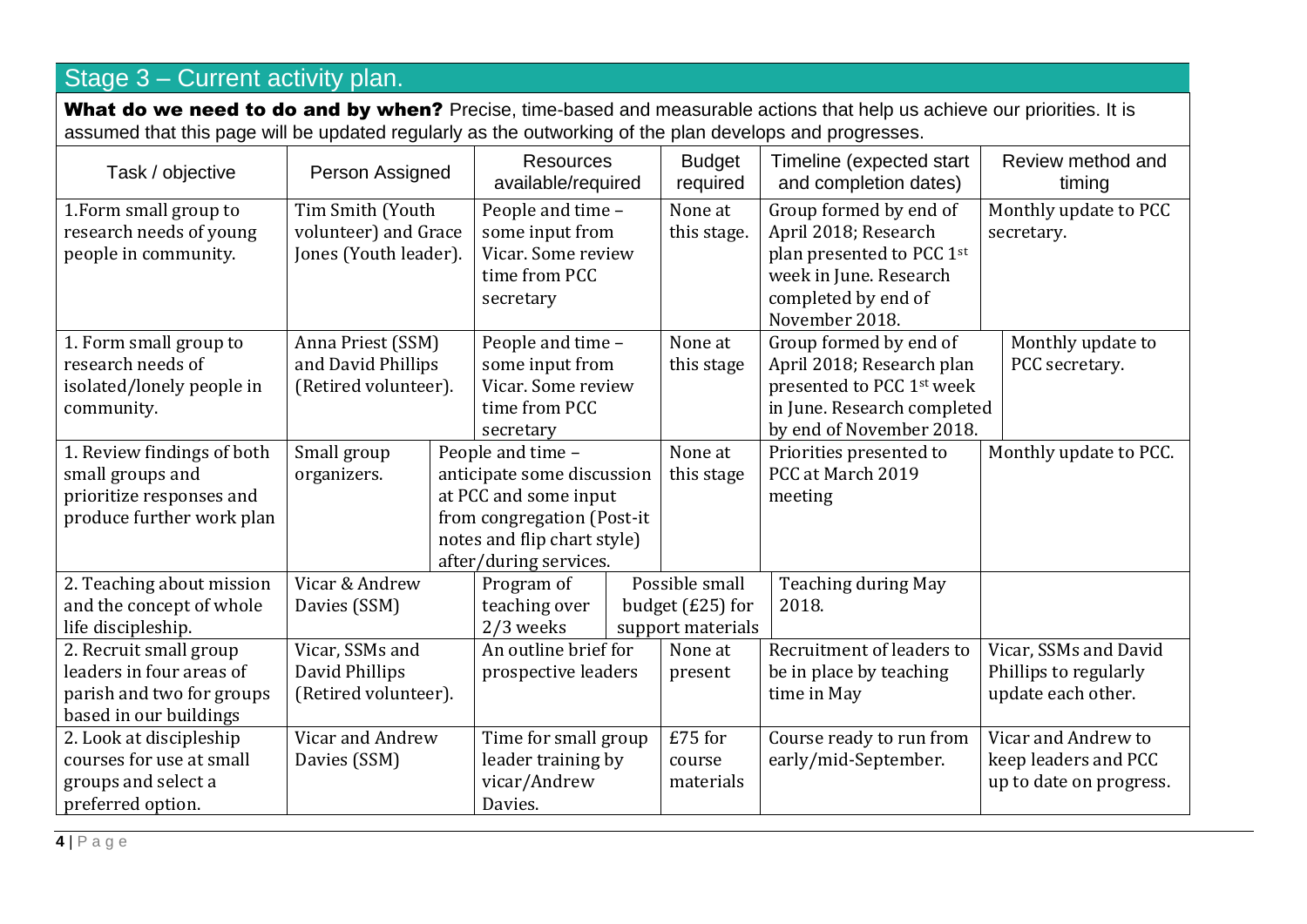## Stage 3 – Current activity plan.

**What do we need to do and by when?** Precise, time-based and measurable actions that help us achieve our priorities. It is assumed that this page will be updated regularly as the outworking of the plan develops and progresses.

| Task / objective | Person Assigned | Resources available/required | Budget required | Timeline (expected start and completion dates) | Review method and timing |
|---|---|---|---|---|---|
| 1.Form small group to research needs of young people in community. | Tim Smith (Youth volunteer) and Grace Jones (Youth leader). | People and time – some input from Vicar. Some review time from PCC secretary | None at this stage. | Group formed by end of April 2018; Research plan presented to PCC 1st week in June. Research completed by end of November 2018. | Monthly update to PCC secretary. |
| 1. Form small group to research needs of isolated/lonely people in community. | Anna Priest (SSM) and David Phillips (Retired volunteer). | People and time – some input from Vicar. Some review time from PCC secretary | None at this stage | Group formed by end of April 2018; Research plan presented to PCC 1st week in June. Research completed by end of November 2018. | Monthly update to PCC secretary. |
| 1. Review findings of both small groups and prioritize responses and produce further work plan | Small group organizers. | People and time – anticipate some discussion at PCC and some input from congregation (Post-it notes and flip chart style) after/during services. | None at this stage | Priorities presented to PCC at March 2019 meeting | Monthly update to PCC. |
| 2. Teaching about mission and the concept of whole life discipleship. | Vicar & Andrew Davies (SSM) | Program of teaching over 2/3 weeks | Possible small budget (£25) for support materials | Teaching during May 2018. | |
| 2. Recruit small group leaders in four areas of parish and two for groups based in our buildings | Vicar, SSMs and David Phillips (Retired volunteer). | An outline brief for prospective leaders | None at present | Recruitment of leaders to be in place by teaching time in May | Vicar, SSMs and David Phillips to regularly update each other. |
| 2. Look at discipleship courses for use at small groups and select a preferred option. | Vicar and Andrew Davies (SSM) | Time for small group leader training by vicar/Andrew Davies. | £75 for course materials | Course ready to run from early/mid-September. | Vicar and Andrew to keep leaders and PCC up to date on progress. |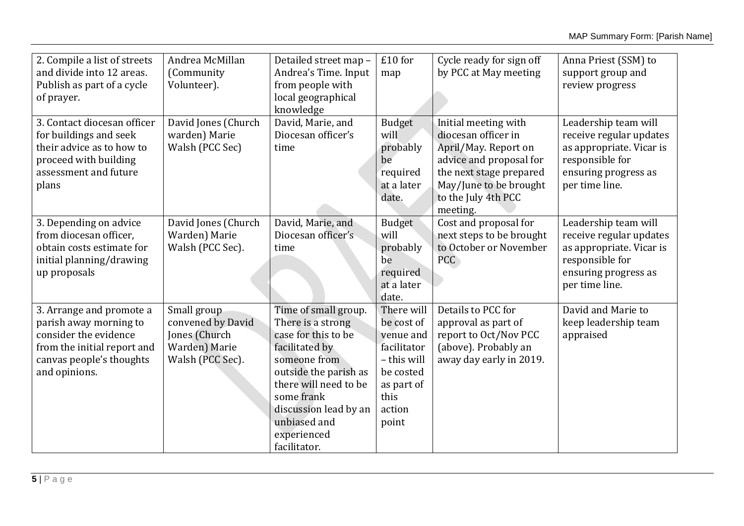| | | | | | |
|---|---|---|---|---|---|
| 2. Compile a list of streets and divide into 12 areas. Publish as part of a cycle of prayer. | Andrea McMillan (Community Volunteer). | Detailed street map – Andrea's Time. Input from people with local geographical knowledge | £10 for map | Cycle ready for sign off by PCC at May meeting | Anna Priest (SSM) to support group and review progress |
| 3. Contact diocesan officer for buildings and seek their advice as to how to proceed with building assessment and future plans | David Jones (Church warden) Marie Walsh (PCC Sec) | David, Marie, and Diocesan officer's time | Budget will probably be required at a later date. | Initial meeting with diocesan officer in April/May. Report on advice and proposal for the next stage prepared May/June to be brought to the July 4th PCC meeting. | Leadership team will receive regular updates as appropriate. Vicar is responsible for ensuring progress as per time line. |
| 3. Depending on advice from diocesan officer, obtain costs estimate for initial planning/drawing up proposals | David Jones (Church Warden) Marie Walsh (PCC Sec). | David, Marie, and Diocesan officer's time | Budget will probably be required at a later date. | Cost and proposal for next steps to be brought to October or November PCC | Leadership team will receive regular updates as appropriate. Vicar is responsible for ensuring progress as per time line. |
| 3. Arrange and promote a parish away morning to consider the evidence from the initial report and canvas people's thoughts and opinions. | Small group convened by David Jones (Church Warden) Marie Walsh (PCC Sec). | Time of small group. There is a strong case for this to be facilitated by someone from outside the parish as there will need to be some frank discussion lead by an unbiased and experienced facilitator. | There will be cost of venue and facilitator – this will be costed as part of this action point | Details to PCC for approval as part of report to Oct/Nov PCC (above). Probably an away day early in 2019. | David and Marie to keep leadership team appraised |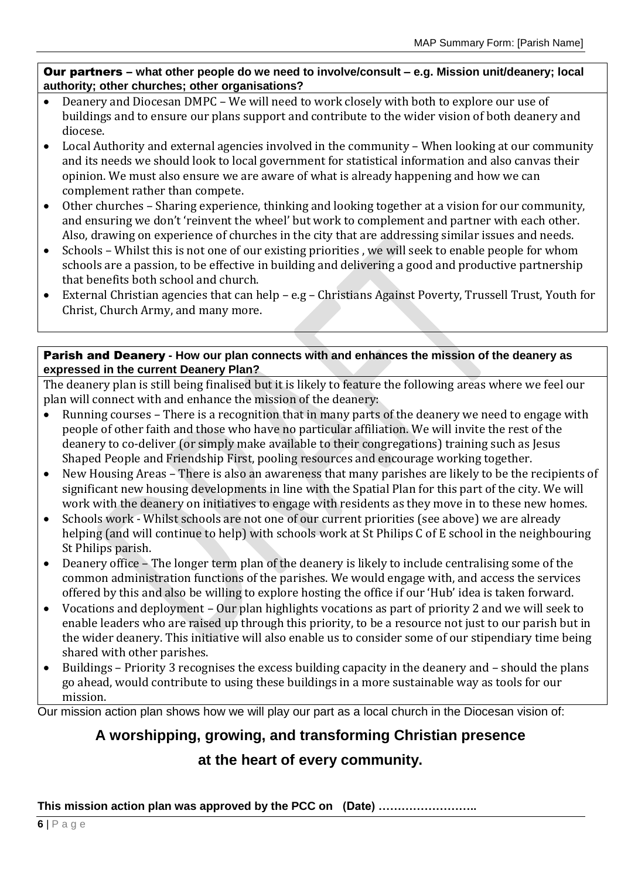**Our partners – what other people do we need to involve/consult – e.g. Mission unit/deanery; local authority; other churches; other organisations?**

- Deanery and Diocesan DMPC – We will need to work closely with both to explore our use of buildings and to ensure our plans support and contribute to the wider vision of both deanery and diocese.
- Local Authority and external agencies involved in the community – When looking at our community and its needs we should look to local government for statistical information and also canvas their opinion. We must also ensure we are aware of what is already happening and how we can complement rather than compete.
- Other churches – Sharing experience, thinking and looking together at a vision for our community, and ensuring we don't 'reinvent the wheel' but work to complement and partner with each other. Also, drawing on experience of churches in the city that are addressing similar issues and needs.
- Schools – Whilst this is not one of our existing priorities , we will seek to enable people for whom schools are a passion, to be effective in building and delivering a good and productive partnership that benefits both school and church.
- External Christian agencies that can help – e.g – Christians Against Poverty, Trussell Trust, Youth for Christ, Church Army, and many more.

**Parish and Deanery - How our plan connects with and enhances the mission of the deanery as expressed in the current Deanery Plan?**

The deanery plan is still being finalised but it is likely to feature the following areas where we feel our plan will connect with and enhance the mission of the deanery:

- Running courses – There is a recognition that in many parts of the deanery we need to engage with people of other faith and those who have no particular affiliation. We will invite the rest of the deanery to co-deliver (or simply make available to their congregations) training such as Jesus Shaped People and Friendship First, pooling resources and encourage working together.
- New Housing Areas – There is also an awareness that many parishes are likely to be the recipients of significant new housing developments in line with the Spatial Plan for this part of the city. We will work with the deanery on initiatives to engage with residents as they move in to these new homes.
- Schools work - Whilst schools are not one of our current priorities (see above) we are already helping (and will continue to help) with schools work at St Philips C of E school in the neighbouring St Philips parish.
- Deanery office – The longer term plan of the deanery is likely to include centralising some of the common administration functions of the parishes. We would engage with, and access the services offered by this and also be willing to explore hosting the office if our 'Hub' idea is taken forward.
- Vocations and deployment – Our plan highlights vocations as part of priority 2 and we will seek to enable leaders who are raised up through this priority, to be a resource not just to our parish but in the wider deanery. This initiative will also enable us to consider some of our stipendiary time being shared with other parishes.
- Buildings – Priority 3 recognises the excess building capacity in the deanery and – should the plans go ahead, would contribute to using these buildings in a more sustainable way as tools for our mission.

Our mission action plan shows how we will play our part as a local church in the Diocesan vision of:

**A worshipping, growing, and transforming Christian presence**

**at the heart of every community.**

**This mission action plan was approved by the PCC on (Date) ……………………..**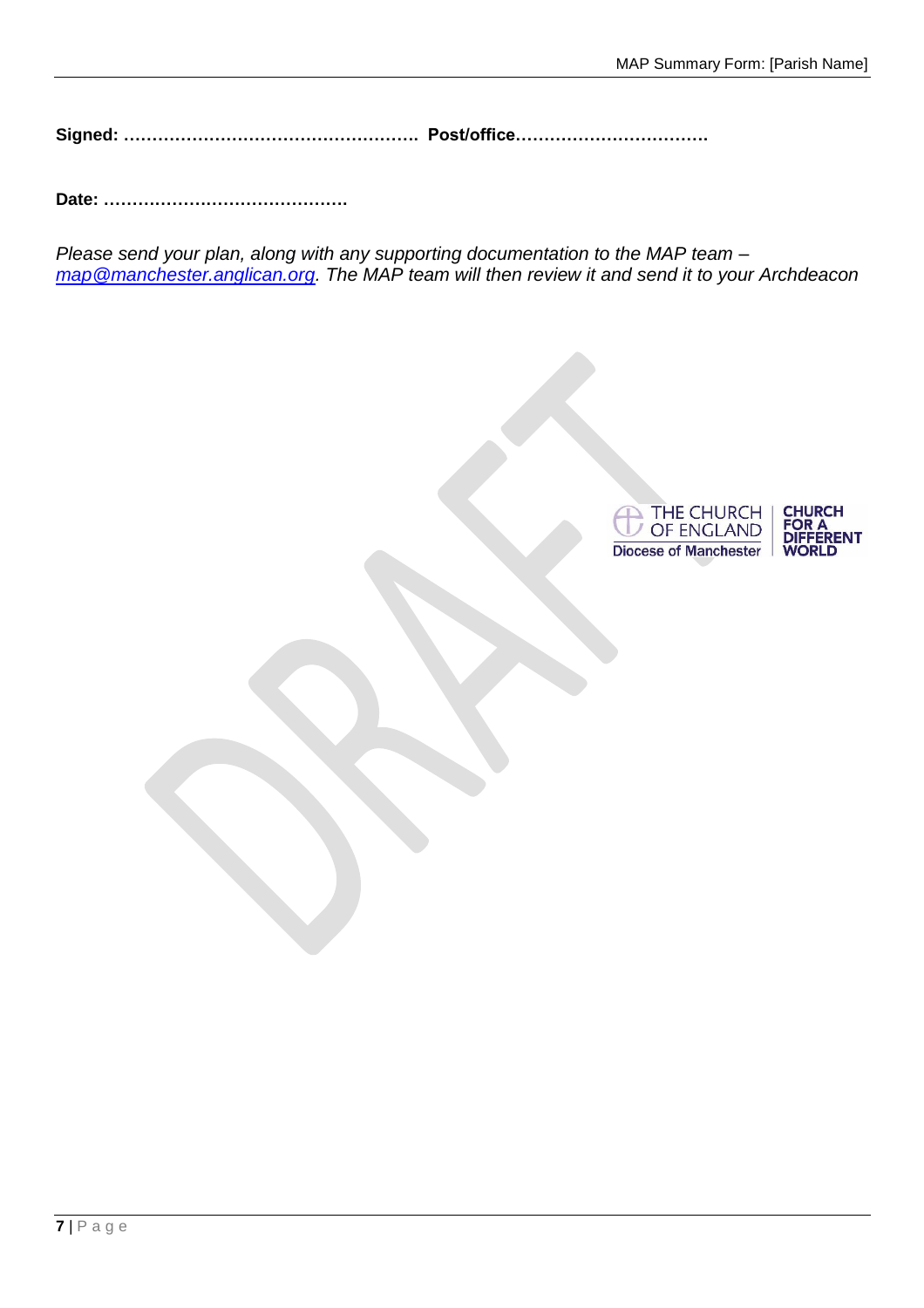**Signed: …………………………………………… Post/office……………………………**

**Date: ……………………………………**

*Please send your plan, along with any supporting documentation to the MAP team – map@manchester.anglican.org. The MAP team will then review it and send it to your Archdeacon*

DRAFT

THE CHURCH OF ENGLAND
Diocese of Manchester

CHURCH FOR A DIFFERENT WORLD